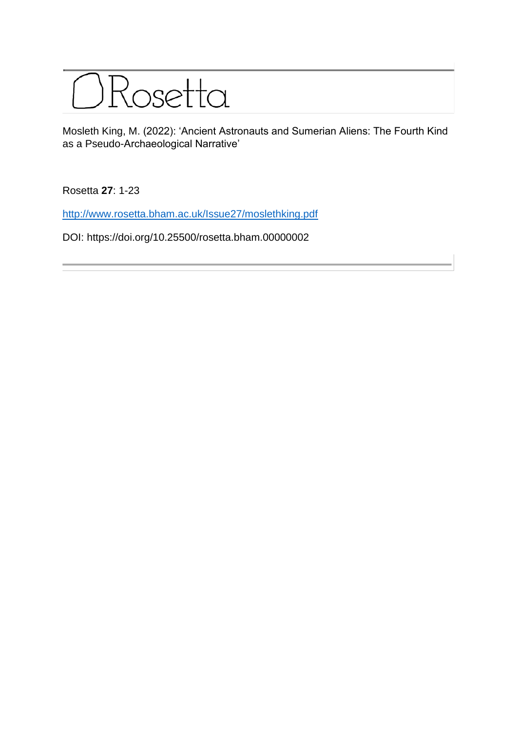# Rosetta

Mosleth King, M. (2022): 'Ancient Astronauts and Sumerian Aliens: The Fourth Kind as a Pseudo-Archaeological Narrative'

Rosetta **27**: 1-23

http://www.rosetta.bham.ac.uk/Issue27/moslethking.pdf

DOI: https://doi.org/10.25500/rosetta.bham.00000002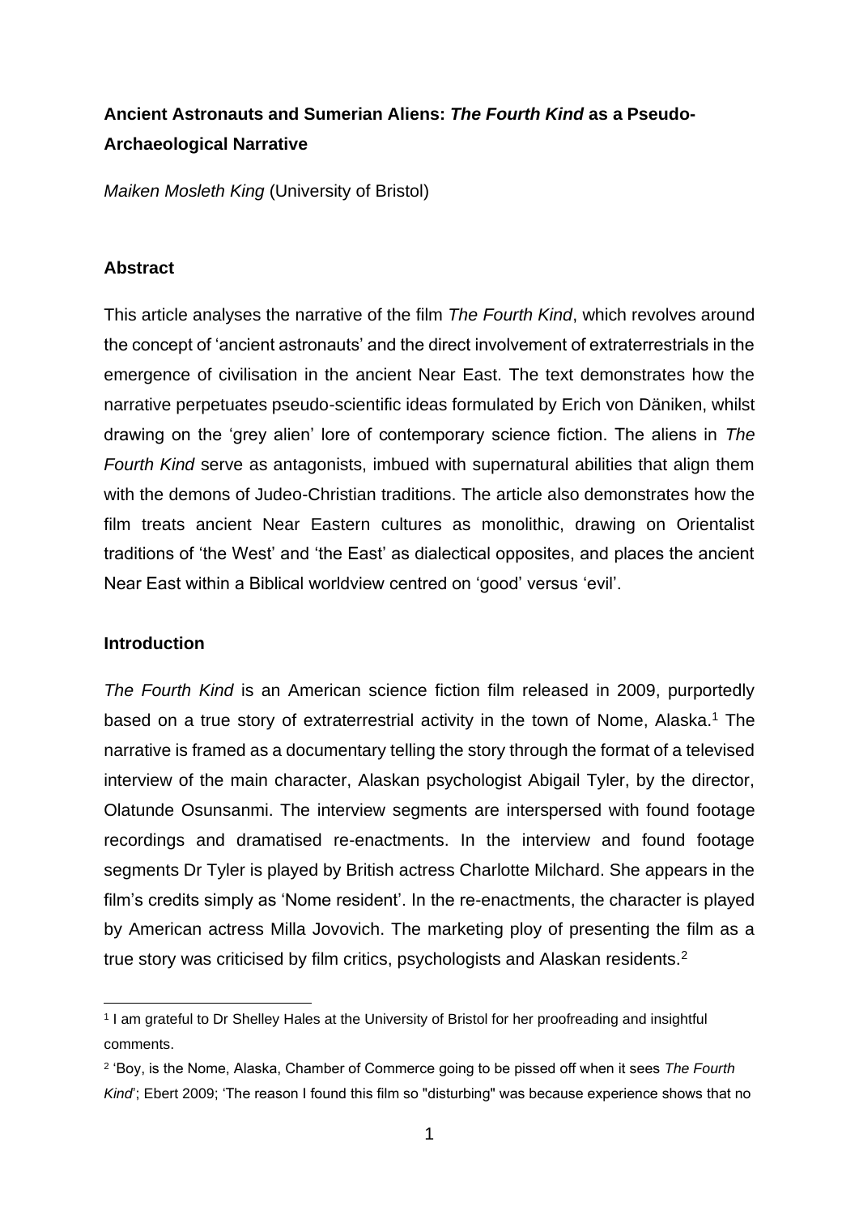**Ancient Astronauts and Sumerian Aliens: *The Fourth Kind* as a Pseudo-Archaeological Narrative**

*Maiken Mosleth King* (University of Bristol)

## Abstract

This article analyses the narrative of the film *The Fourth Kind*, which revolves around the concept of 'ancient astronauts' and the direct involvement of extraterrestrials in the emergence of civilisation in the ancient Near East. The text demonstrates how the narrative perpetuates pseudo-scientific ideas formulated by Erich von Däniken, whilst drawing on the 'grey alien' lore of contemporary science fiction. The aliens in *The Fourth Kind* serve as antagonists, imbued with supernatural abilities that align them with the demons of Judeo-Christian traditions. The article also demonstrates how the film treats ancient Near Eastern cultures as monolithic, drawing on Orientalist traditions of 'the West' and 'the East' as dialectical opposites, and places the ancient Near East within a Biblical worldview centred on 'good' versus 'evil'.

## Introduction

*The Fourth Kind* is an American science fiction film released in 2009, purportedly based on a true story of extraterrestrial activity in the town of Nome, Alaska.[1] The narrative is framed as a documentary telling the story through the format of a televised interview of the main character, Alaskan psychologist Abigail Tyler, by the director, Olatunde Osunsanmi. The interview segments are interspersed with found footage recordings and dramatised re-enactments. In the interview and found footage segments Dr Tyler is played by British actress Charlotte Milchard. She appears in the film's credits simply as 'Nome resident'. In the re-enactments, the character is played by American actress Milla Jovovich. The marketing ploy of presenting the film as a true story was criticised by film critics, psychologists and Alaskan residents.[2]

---

[1] I am grateful to Dr Shelley Hales at the University of Bristol for her proofreading and insightful comments.

[2] 'Boy, is the Nome, Alaska, Chamber of Commerce going to be pissed off when it sees *The Fourth Kind*'; Ebert 2009; 'The reason I found this film so "disturbing" was because experience shows that no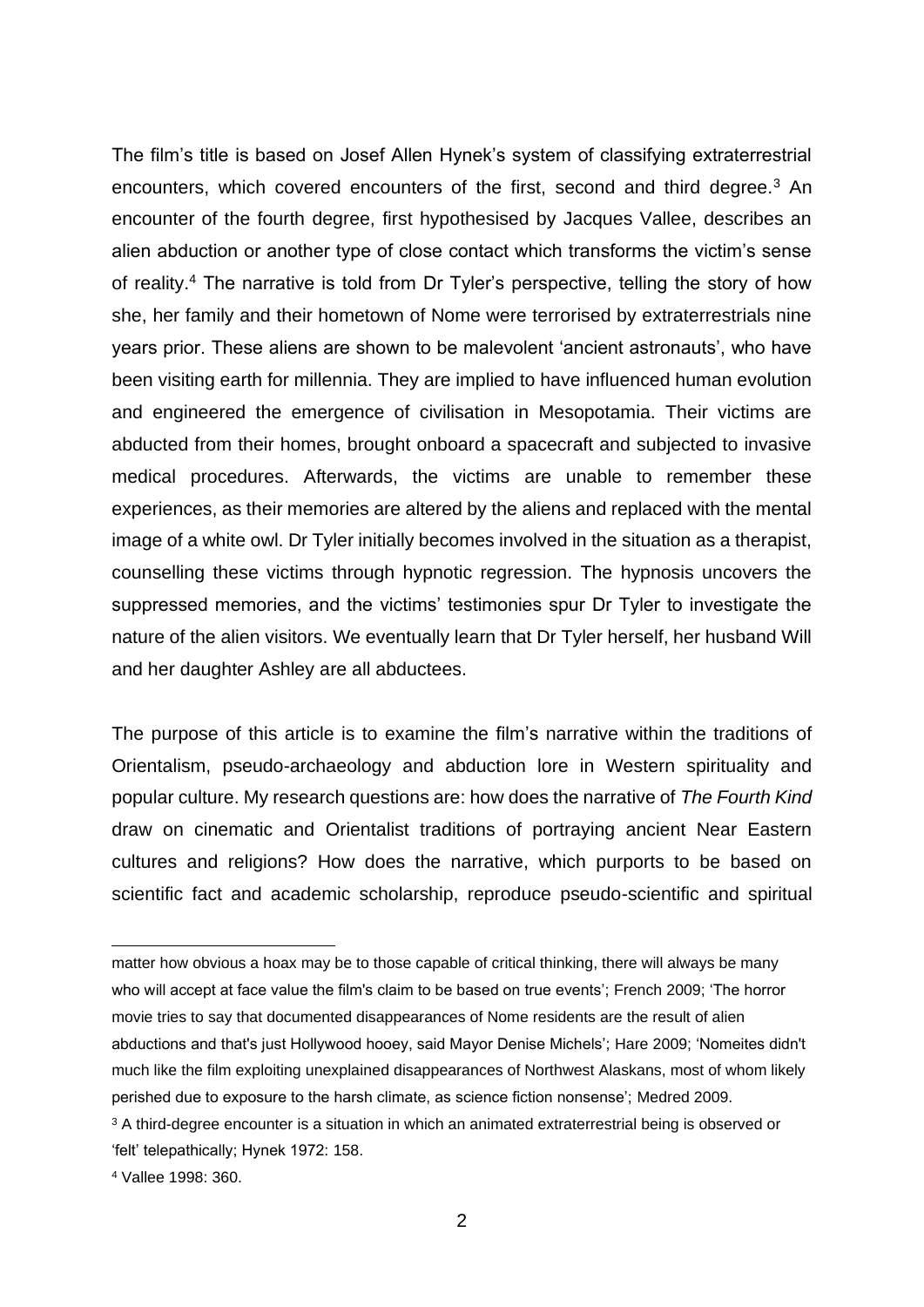The film's title is based on Josef Allen Hynek's system of classifying extraterrestrial encounters, which covered encounters of the first, second and third degree.[3] An encounter of the fourth degree, first hypothesised by Jacques Vallee, describes an alien abduction or another type of close contact which transforms the victim's sense of reality.[4] The narrative is told from Dr Tyler's perspective, telling the story of how she, her family and their hometown of Nome were terrorised by extraterrestrials nine years prior. These aliens are shown to be malevolent 'ancient astronauts', who have been visiting earth for millennia. They are implied to have influenced human evolution and engineered the emergence of civilisation in Mesopotamia. Their victims are abducted from their homes, brought onboard a spacecraft and subjected to invasive medical procedures. Afterwards, the victims are unable to remember these experiences, as their memories are altered by the aliens and replaced with the mental image of a white owl. Dr Tyler initially becomes involved in the situation as a therapist, counselling these victims through hypnotic regression. The hypnosis uncovers the suppressed memories, and the victims' testimonies spur Dr Tyler to investigate the nature of the alien visitors. We eventually learn that Dr Tyler herself, her husband Will and her daughter Ashley are all abductees.

The purpose of this article is to examine the film's narrative within the traditions of Orientalism, pseudo-archaeology and abduction lore in Western spirituality and popular culture. My research questions are: how does the narrative of *The Fourth Kind* draw on cinematic and Orientalist traditions of portraying ancient Near Eastern cultures and religions? How does the narrative, which purports to be based on scientific fact and academic scholarship, reproduce pseudo-scientific and spiritual

---

matter how obvious a hoax may be to those capable of critical thinking, there will always be many who will accept at face value the film's claim to be based on true events'; French 2009; 'The horror movie tries to say that documented disappearances of Nome residents are the result of alien abductions and that's just Hollywood hooey, said Mayor Denise Michels'; Hare 2009; 'Nomeites didn't much like the film exploiting unexplained disappearances of Northwest Alaskans, most of whom likely perished due to exposure to the harsh climate, as science fiction nonsense'; Medred 2009.

[3] A third-degree encounter is a situation in which an animated extraterrestrial being is observed or 'felt' telepathically; Hynek 1972: 158.

[4] Vallee 1998: 360.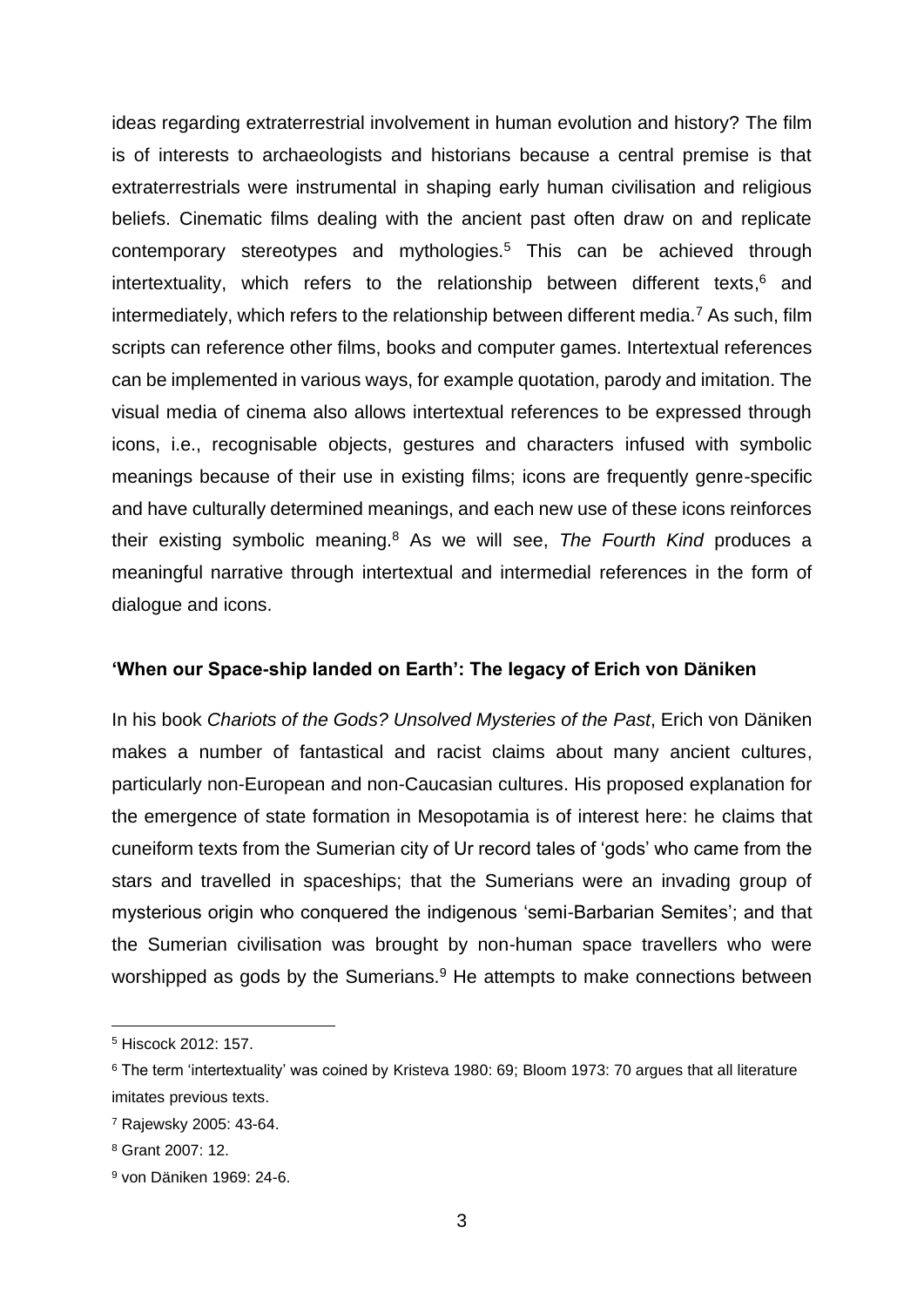ideas regarding extraterrestrial involvement in human evolution and history? The film is of interests to archaeologists and historians because a central premise is that extraterrestrials were instrumental in shaping early human civilisation and religious beliefs. Cinematic films dealing with the ancient past often draw on and replicate contemporary stereotypes and mythologies.[5] This can be achieved through intertextuality, which refers to the relationship between different texts,[6] and intermediately, which refers to the relationship between different media.[7] As such, film scripts can reference other films, books and computer games. Intertextual references can be implemented in various ways, for example quotation, parody and imitation. The visual media of cinema also allows intertextual references to be expressed through icons, i.e., recognisable objects, gestures and characters infused with symbolic meanings because of their use in existing films; icons are frequently genre-specific and have culturally determined meanings, and each new use of these icons reinforces their existing symbolic meaning.[8] As we will see, *The Fourth Kind* produces a meaningful narrative through intertextual and intermedial references in the form of dialogue and icons.

### 'When our Space-ship landed on Earth': The legacy of Erich von Däniken

In his book *Chariots of the Gods? Unsolved Mysteries of the Past*, Erich von Däniken makes a number of fantastical and racist claims about many ancient cultures, particularly non-European and non-Caucasian cultures. His proposed explanation for the emergence of state formation in Mesopotamia is of interest here: he claims that cuneiform texts from the Sumerian city of Ur record tales of 'gods' who came from the stars and travelled in spaceships; that the Sumerians were an invading group of mysterious origin who conquered the indigenous 'semi-Barbarian Semites'; and that the Sumerian civilisation was brought by non-human space travellers who were worshipped as gods by the Sumerians.[9] He attempts to make connections between

---

[5] Hiscock 2012: 157.

[6] The term 'intertextuality' was coined by Kristeva 1980: 69; Bloom 1973: 70 argues that all literature imitates previous texts.

[7] Rajewsky 2005: 43-64.

[8] Grant 2007: 12.

[9] von Däniken 1969: 24-6.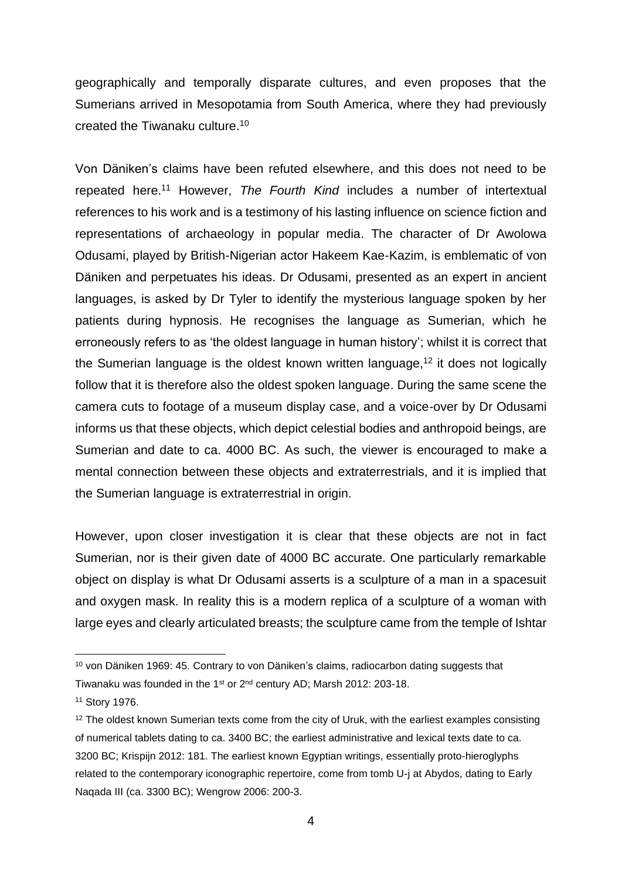geographically and temporally disparate cultures, and even proposes that the Sumerians arrived in Mesopotamia from South America, where they had previously created the Tiwanaku culture.[10]

Von Däniken's claims have been refuted elsewhere, and this does not need to be repeated here.[11] However, *The Fourth Kind* includes a number of intertextual references to his work and is a testimony of his lasting influence on science fiction and representations of archaeology in popular media. The character of Dr Awolowa Odusami, played by British-Nigerian actor Hakeem Kae-Kazim, is emblematic of von Däniken and perpetuates his ideas. Dr Odusami, presented as an expert in ancient languages, is asked by Dr Tyler to identify the mysterious language spoken by her patients during hypnosis. He recognises the language as Sumerian, which he erroneously refers to as 'the oldest language in human history'; whilst it is correct that the Sumerian language is the oldest known written language,[12] it does not logically follow that it is therefore also the oldest spoken language. During the same scene the camera cuts to footage of a museum display case, and a voice-over by Dr Odusami informs us that these objects, which depict celestial bodies and anthropoid beings, are Sumerian and date to ca. 4000 BC. As such, the viewer is encouraged to make a mental connection between these objects and extraterrestrials, and it is implied that the Sumerian language is extraterrestrial in origin.

However, upon closer investigation it is clear that these objects are not in fact Sumerian, nor is their given date of 4000 BC accurate. One particularly remarkable object on display is what Dr Odusami asserts is a sculpture of a man in a spacesuit and oxygen mask. In reality this is a modern replica of a sculpture of a woman with large eyes and clearly articulated breasts; the sculpture came from the temple of Ishtar

---

[10] von Däniken 1969: 45. Contrary to von Däniken's claims, radiocarbon dating suggests that Tiwanaku was founded in the 1st or 2nd century AD; Marsh 2012: 203-18.

[11] Story 1976.

[12] The oldest known Sumerian texts come from the city of Uruk, with the earliest examples consisting of numerical tablets dating to ca. 3400 BC; the earliest administrative and lexical texts date to ca. 3200 BC; Krispijn 2012: 181. The earliest known Egyptian writings, essentially proto-hieroglyphs related to the contemporary iconographic repertoire, come from tomb U-j at Abydos, dating to Early Naqada III (ca. 3300 BC); Wengrow 2006: 200-3.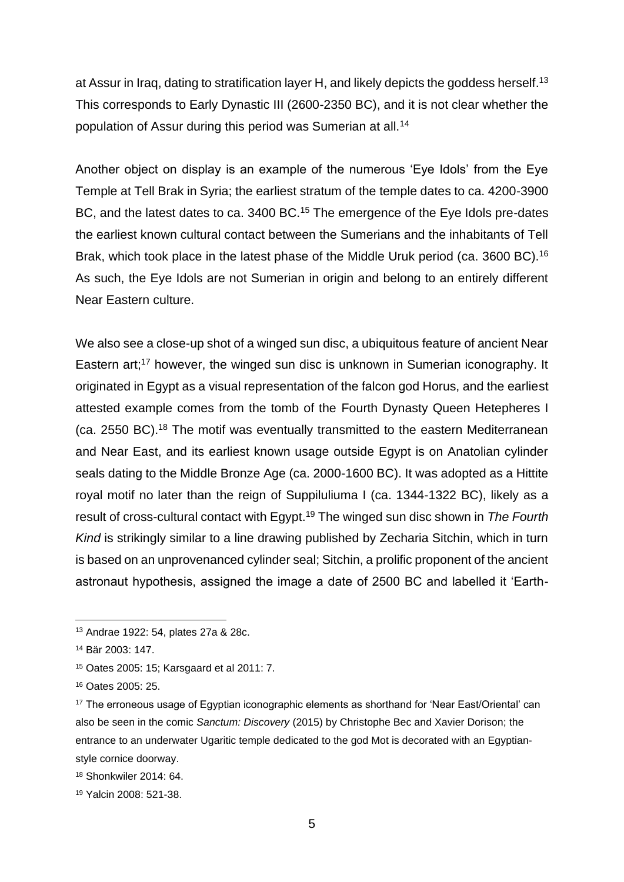at Assur in Iraq, dating to stratification layer H, and likely depicts the goddess herself.[13] This corresponds to Early Dynastic III (2600-2350 BC), and it is not clear whether the population of Assur during this period was Sumerian at all.[14]

Another object on display is an example of the numerous 'Eye Idols' from the Eye Temple at Tell Brak in Syria; the earliest stratum of the temple dates to ca. 4200-3900 BC, and the latest dates to ca. 3400 BC.[15] The emergence of the Eye Idols pre-dates the earliest known cultural contact between the Sumerians and the inhabitants of Tell Brak, which took place in the latest phase of the Middle Uruk period (ca. 3600 BC).[16] As such, the Eye Idols are not Sumerian in origin and belong to an entirely different Near Eastern culture.

We also see a close-up shot of a winged sun disc, a ubiquitous feature of ancient Near Eastern art;[17] however, the winged sun disc is unknown in Sumerian iconography. It originated in Egypt as a visual representation of the falcon god Horus, and the earliest attested example comes from the tomb of the Fourth Dynasty Queen Hetepheres I (ca. 2550 BC).[18] The motif was eventually transmitted to the eastern Mediterranean and Near East, and its earliest known usage outside Egypt is on Anatolian cylinder seals dating to the Middle Bronze Age (ca. 2000-1600 BC). It was adopted as a Hittite royal motif no later than the reign of Suppiluliuma I (ca. 1344-1322 BC), likely as a result of cross-cultural contact with Egypt.[19] The winged sun disc shown in *The Fourth Kind* is strikingly similar to a line drawing published by Zecharia Sitchin, which in turn is based on an unprovenanced cylinder seal; Sitchin, a prolific proponent of the ancient astronaut hypothesis, assigned the image a date of 2500 BC and labelled it 'Earth-

---

[13] Andrae 1922: 54, plates 27a & 28c.

[14] Bär 2003: 147.

[15] Oates 2005: 15; Karsgaard et al 2011: 7.

[16] Oates 2005: 25.

[17] The erroneous usage of Egyptian iconographic elements as shorthand for 'Near East/Oriental' can also be seen in the comic *Sanctum: Discovery* (2015) by Christophe Bec and Xavier Dorison; the entrance to an underwater Ugaritic temple dedicated to the god Mot is decorated with an Egyptian-style cornice doorway.

[18] Shonkwiler 2014: 64.

[19] Yalcin 2008: 521-38.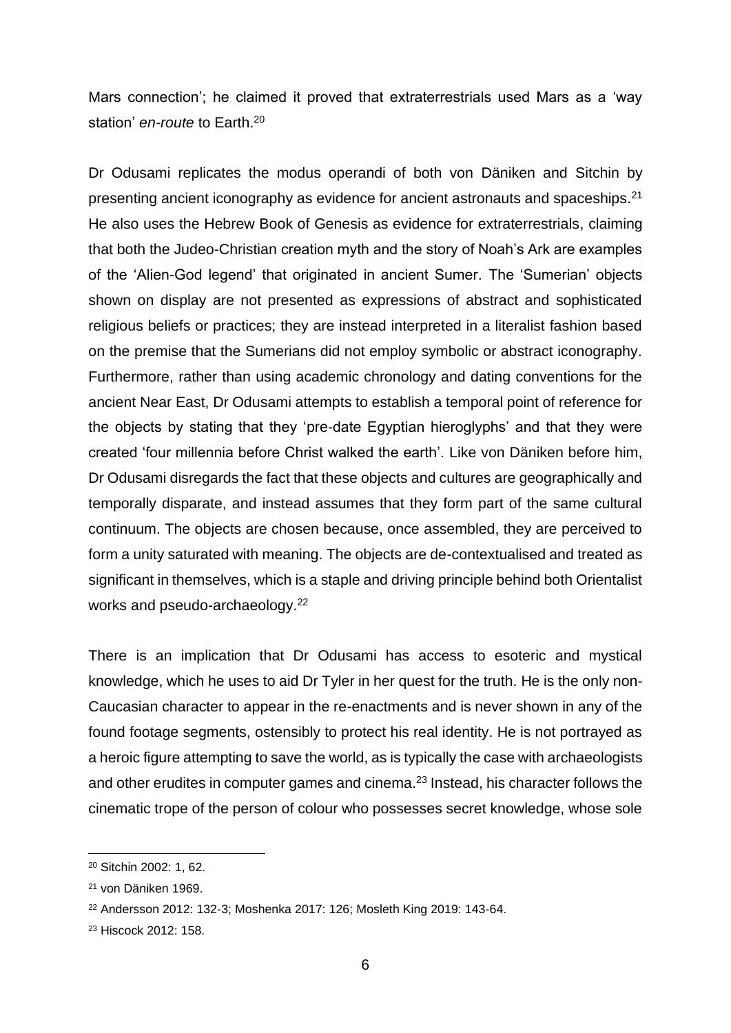Mars connection'; he claimed it proved that extraterrestrials used Mars as a 'way station' *en-route* to Earth.[20]

Dr Odusami replicates the modus operandi of both von Däniken and Sitchin by presenting ancient iconography as evidence for ancient astronauts and spaceships.[21] He also uses the Hebrew Book of Genesis as evidence for extraterrestrials, claiming that both the Judeo-Christian creation myth and the story of Noah's Ark are examples of the 'Alien-God legend' that originated in ancient Sumer. The 'Sumerian' objects shown on display are not presented as expressions of abstract and sophisticated religious beliefs or practices; they are instead interpreted in a literalist fashion based on the premise that the Sumerians did not employ symbolic or abstract iconography. Furthermore, rather than using academic chronology and dating conventions for the ancient Near East, Dr Odusami attempts to establish a temporal point of reference for the objects by stating that they 'pre-date Egyptian hieroglyphs' and that they were created 'four millennia before Christ walked the earth'. Like von Däniken before him, Dr Odusami disregards the fact that these objects and cultures are geographically and temporally disparate, and instead assumes that they form part of the same cultural continuum. The objects are chosen because, once assembled, they are perceived to form a unity saturated with meaning. The objects are de-contextualised and treated as significant in themselves, which is a staple and driving principle behind both Orientalist works and pseudo-archaeology.[22]

There is an implication that Dr Odusami has access to esoteric and mystical knowledge, which he uses to aid Dr Tyler in her quest for the truth. He is the only non-Caucasian character to appear in the re-enactments and is never shown in any of the found footage segments, ostensibly to protect his real identity. He is not portrayed as a heroic figure attempting to save the world, as is typically the case with archaeologists and other erudites in computer games and cinema.[23] Instead, his character follows the cinematic trope of the person of colour who possesses secret knowledge, whose sole

[20] Sitchin 2002: 1, 62.

[21] von Däniken 1969.

[22] Andersson 2012: 132-3; Moshenka 2017: 126; Mosleth King 2019: 143-64.

[23] Hiscock 2012: 158.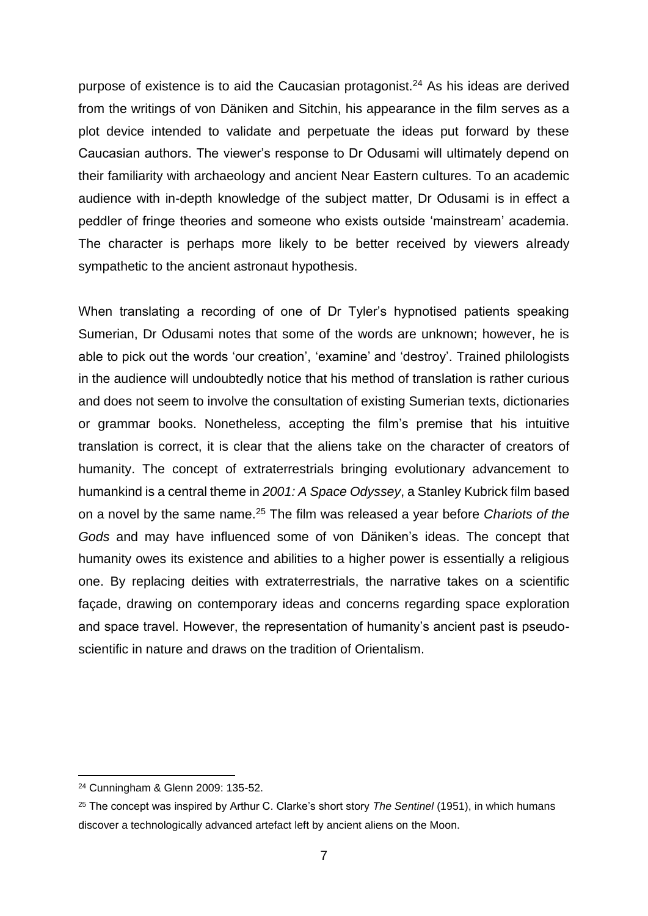purpose of existence is to aid the Caucasian protagonist.[24] As his ideas are derived from the writings of von Däniken and Sitchin, his appearance in the film serves as a plot device intended to validate and perpetuate the ideas put forward by these Caucasian authors. The viewer's response to Dr Odusami will ultimately depend on their familiarity with archaeology and ancient Near Eastern cultures. To an academic audience with in-depth knowledge of the subject matter, Dr Odusami is in effect a peddler of fringe theories and someone who exists outside 'mainstream' academia. The character is perhaps more likely to be better received by viewers already sympathetic to the ancient astronaut hypothesis.

When translating a recording of one of Dr Tyler's hypnotised patients speaking Sumerian, Dr Odusami notes that some of the words are unknown; however, he is able to pick out the words 'our creation', 'examine' and 'destroy'. Trained philologists in the audience will undoubtedly notice that his method of translation is rather curious and does not seem to involve the consultation of existing Sumerian texts, dictionaries or grammar books. Nonetheless, accepting the film's premise that his intuitive translation is correct, it is clear that the aliens take on the character of creators of humanity. The concept of extraterrestrials bringing evolutionary advancement to humankind is a central theme in *2001: A Space Odyssey*, a Stanley Kubrick film based on a novel by the same name.[25] The film was released a year before *Chariots of the Gods* and may have influenced some of von Däniken's ideas. The concept that humanity owes its existence and abilities to a higher power is essentially a religious one. By replacing deities with extraterrestrials, the narrative takes on a scientific façade, drawing on contemporary ideas and concerns regarding space exploration and space travel. However, the representation of humanity's ancient past is pseudo-scientific in nature and draws on the tradition of Orientalism.

---

[24] Cunningham & Glenn 2009: 135-52.

[25] The concept was inspired by Arthur C. Clarke's short story *The Sentinel* (1951), in which humans discover a technologically advanced artefact left by ancient aliens on the Moon.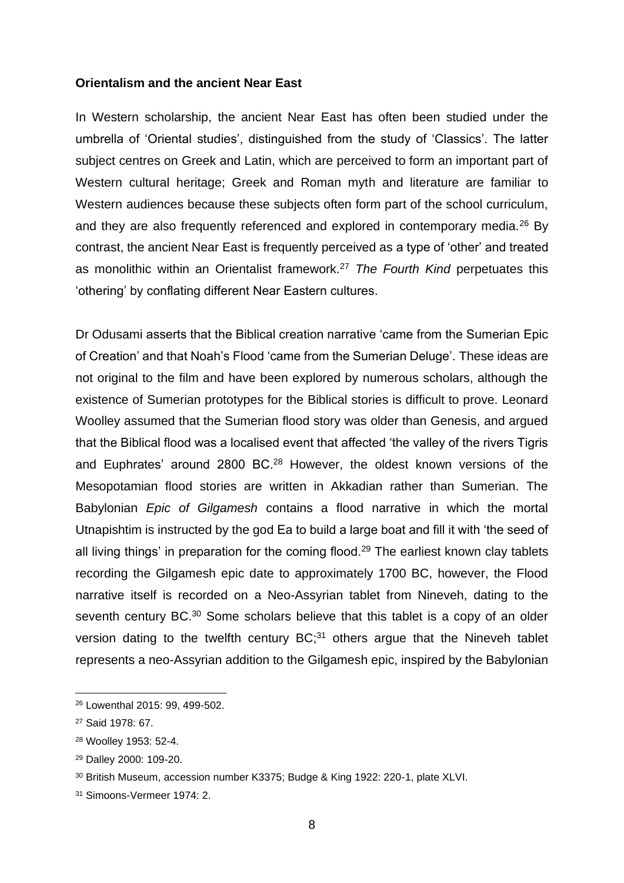**Orientalism and the ancient Near East**

In Western scholarship, the ancient Near East has often been studied under the umbrella of 'Oriental studies', distinguished from the study of 'Classics'. The latter subject centres on Greek and Latin, which are perceived to form an important part of Western cultural heritage; Greek and Roman myth and literature are familiar to Western audiences because these subjects often form part of the school curriculum, and they are also frequently referenced and explored in contemporary media.[26] By contrast, the ancient Near East is frequently perceived as a type of 'other' and treated as monolithic within an Orientalist framework.[27] *The Fourth Kind* perpetuates this 'othering' by conflating different Near Eastern cultures.

Dr Odusami asserts that the Biblical creation narrative 'came from the Sumerian Epic of Creation' and that Noah's Flood 'came from the Sumerian Deluge'. These ideas are not original to the film and have been explored by numerous scholars, although the existence of Sumerian prototypes for the Biblical stories is difficult to prove. Leonard Woolley assumed that the Sumerian flood story was older than Genesis, and argued that the Biblical flood was a localised event that affected 'the valley of the rivers Tigris and Euphrates' around 2800 BC.[28] However, the oldest known versions of the Mesopotamian flood stories are written in Akkadian rather than Sumerian. The Babylonian *Epic of Gilgamesh* contains a flood narrative in which the mortal Utnapishtim is instructed by the god Ea to build a large boat and fill it with 'the seed of all living things' in preparation for the coming flood.[29] The earliest known clay tablets recording the Gilgamesh epic date to approximately 1700 BC, however, the Flood narrative itself is recorded on a Neo-Assyrian tablet from Nineveh, dating to the seventh century BC.[30] Some scholars believe that this tablet is a copy of an older version dating to the twelfth century BC;[31] others argue that the Nineveh tablet represents a neo-Assyrian addition to the Gilgamesh epic, inspired by the Babylonian

---

[26] Lowenthal 2015: 99, 499-502.

[27] Said 1978: 67.

[28] Woolley 1953: 52-4.

[29] Dalley 2000: 109-20.

[30] British Museum, accession number K3375; Budge & King 1922: 220-1, plate XLVI.

[31] Simoons-Vermeer 1974: 2.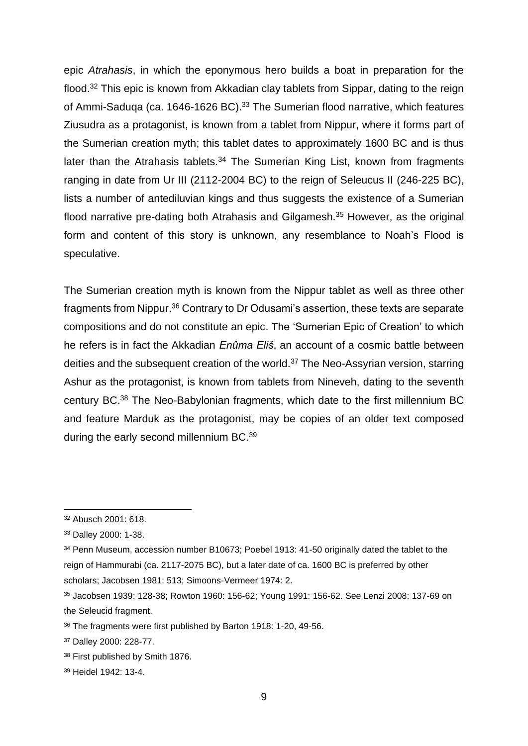epic *Atrahasis*, in which the eponymous hero builds a boat in preparation for the flood.[32] This epic is known from Akkadian clay tablets from Sippar, dating to the reign of Ammi-Saduqa (ca. 1646-1626 BC).[33] The Sumerian flood narrative, which features Ziusudra as a protagonist, is known from a tablet from Nippur, where it forms part of the Sumerian creation myth; this tablet dates to approximately 1600 BC and is thus later than the Atrahasis tablets.[34] The Sumerian King List, known from fragments ranging in date from Ur III (2112-2004 BC) to the reign of Seleucus II (246-225 BC), lists a number of antediluvian kings and thus suggests the existence of a Sumerian flood narrative pre-dating both Atrahasis and Gilgamesh.[35] However, as the original form and content of this story is unknown, any resemblance to Noah's Flood is speculative.

The Sumerian creation myth is known from the Nippur tablet as well as three other fragments from Nippur.[36] Contrary to Dr Odusami's assertion, these texts are separate compositions and do not constitute an epic. The 'Sumerian Epic of Creation' to which he refers is in fact the Akkadian *Enûma Eliš*, an account of a cosmic battle between deities and the subsequent creation of the world.[37] The Neo-Assyrian version, starring Ashur as the protagonist, is known from tablets from Nineveh, dating to the seventh century BC.[38] The Neo-Babylonian fragments, which date to the first millennium BC and feature Marduk as the protagonist, may be copies of an older text composed during the early second millennium BC.[39]

---

[32] Abusch 2001: 618.

[33] Dalley 2000: 1-38.

[34] Penn Museum, accession number B10673; Poebel 1913: 41-50 originally dated the tablet to the reign of Hammurabi (ca. 2117-2075 BC), but a later date of ca. 1600 BC is preferred by other scholars; Jacobsen 1981: 513; Simoons-Vermeer 1974: 2.

[35] Jacobsen 1939: 128-38; Rowton 1960: 156-62; Young 1991: 156-62. See Lenzi 2008: 137-69 on the Seleucid fragment.

[36] The fragments were first published by Barton 1918: 1-20, 49-56.

[37] Dalley 2000: 228-77.

[38] First published by Smith 1876.

[39] Heidel 1942: 13-4.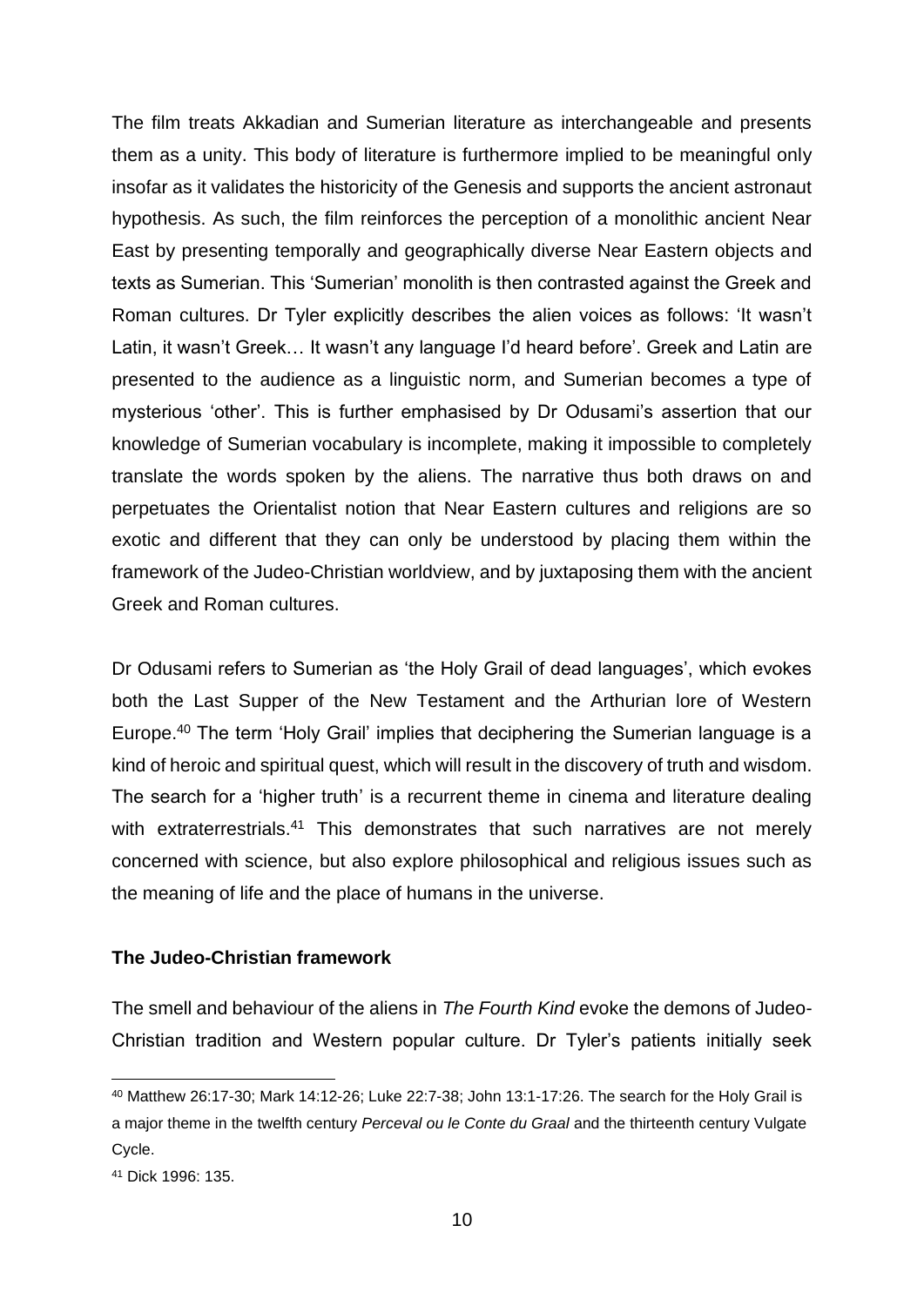The film treats Akkadian and Sumerian literature as interchangeable and presents them as a unity. This body of literature is furthermore implied to be meaningful only insofar as it validates the historicity of the Genesis and supports the ancient astronaut hypothesis. As such, the film reinforces the perception of a monolithic ancient Near East by presenting temporally and geographically diverse Near Eastern objects and texts as Sumerian. This 'Sumerian' monolith is then contrasted against the Greek and Roman cultures. Dr Tyler explicitly describes the alien voices as follows: 'It wasn't Latin, it wasn't Greek… It wasn't any language I'd heard before'. Greek and Latin are presented to the audience as a linguistic norm, and Sumerian becomes a type of mysterious 'other'. This is further emphasised by Dr Odusami's assertion that our knowledge of Sumerian vocabulary is incomplete, making it impossible to completely translate the words spoken by the aliens. The narrative thus both draws on and perpetuates the Orientalist notion that Near Eastern cultures and religions are so exotic and different that they can only be understood by placing them within the framework of the Judeo-Christian worldview, and by juxtaposing them with the ancient Greek and Roman cultures.

Dr Odusami refers to Sumerian as 'the Holy Grail of dead languages', which evokes both the Last Supper of the New Testament and the Arthurian lore of Western Europe.[40] The term 'Holy Grail' implies that deciphering the Sumerian language is a kind of heroic and spiritual quest, which will result in the discovery of truth and wisdom. The search for a 'higher truth' is a recurrent theme in cinema and literature dealing with extraterrestrials.[41] This demonstrates that such narratives are not merely concerned with science, but also explore philosophical and religious issues such as the meaning of life and the place of humans in the universe.

### The Judeo-Christian framework

The smell and behaviour of the aliens in *The Fourth Kind* evoke the demons of Judeo-Christian tradition and Western popular culture. Dr Tyler's patients initially seek

---

[40] Matthew 26:17-30; Mark 14:12-26; Luke 22:7-38; John 13:1-17:26. The search for the Holy Grail is a major theme in the twelfth century *Perceval ou le Conte du Graal* and the thirteenth century Vulgate Cycle.

[41] Dick 1996: 135.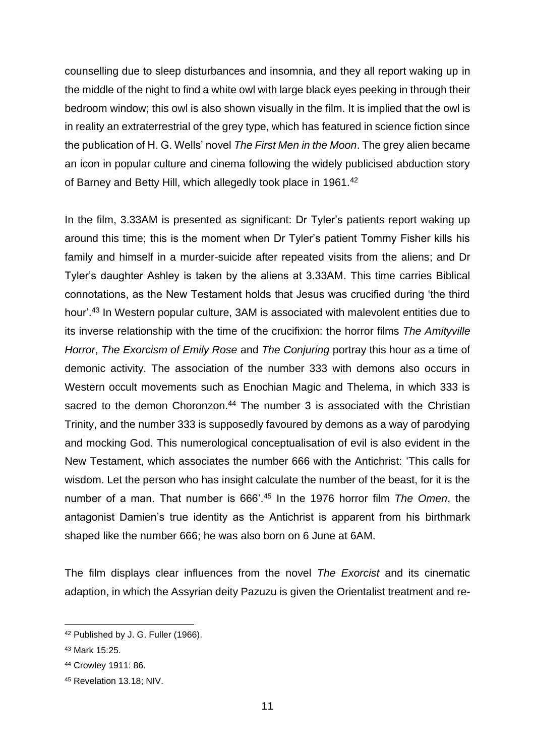counselling due to sleep disturbances and insomnia, and they all report waking up in the middle of the night to find a white owl with large black eyes peeking in through their bedroom window; this owl is also shown visually in the film. It is implied that the owl is in reality an extraterrestrial of the grey type, which has featured in science fiction since the publication of H. G. Wells' novel *The First Men in the Moon*. The grey alien became an icon in popular culture and cinema following the widely publicised abduction story of Barney and Betty Hill, which allegedly took place in 1961.[42]

In the film, 3.33AM is presented as significant: Dr Tyler's patients report waking up around this time; this is the moment when Dr Tyler's patient Tommy Fisher kills his family and himself in a murder-suicide after repeated visits from the aliens; and Dr Tyler's daughter Ashley is taken by the aliens at 3.33AM. This time carries Biblical connotations, as the New Testament holds that Jesus was crucified during 'the third hour'.[43] In Western popular culture, 3AM is associated with malevolent entities due to its inverse relationship with the time of the crucifixion: the horror films *The Amityville Horror*, *The Exorcism of Emily Rose* and *The Conjuring* portray this hour as a time of demonic activity. The association of the number 333 with demons also occurs in Western occult movements such as Enochian Magic and Thelema, in which 333 is sacred to the demon Choronzon.[44] The number 3 is associated with the Christian Trinity, and the number 333 is supposedly favoured by demons as a way of parodying and mocking God. This numerological conceptualisation of evil is also evident in the New Testament, which associates the number 666 with the Antichrist: 'This calls for wisdom. Let the person who has insight calculate the number of the beast, for it is the number of a man. That number is 666'.[45] In the 1976 horror film *The Omen*, the antagonist Damien's true identity as the Antichrist is apparent from his birthmark shaped like the number 666; he was also born on 6 June at 6AM.

The film displays clear influences from the novel *The Exorcist* and its cinematic adaption, in which the Assyrian deity Pazuzu is given the Orientalist treatment and re-

---

[42] Published by J. G. Fuller (1966).

[43] Mark 15:25.

[44] Crowley 1911: 86.

[45] Revelation 13.18; NIV.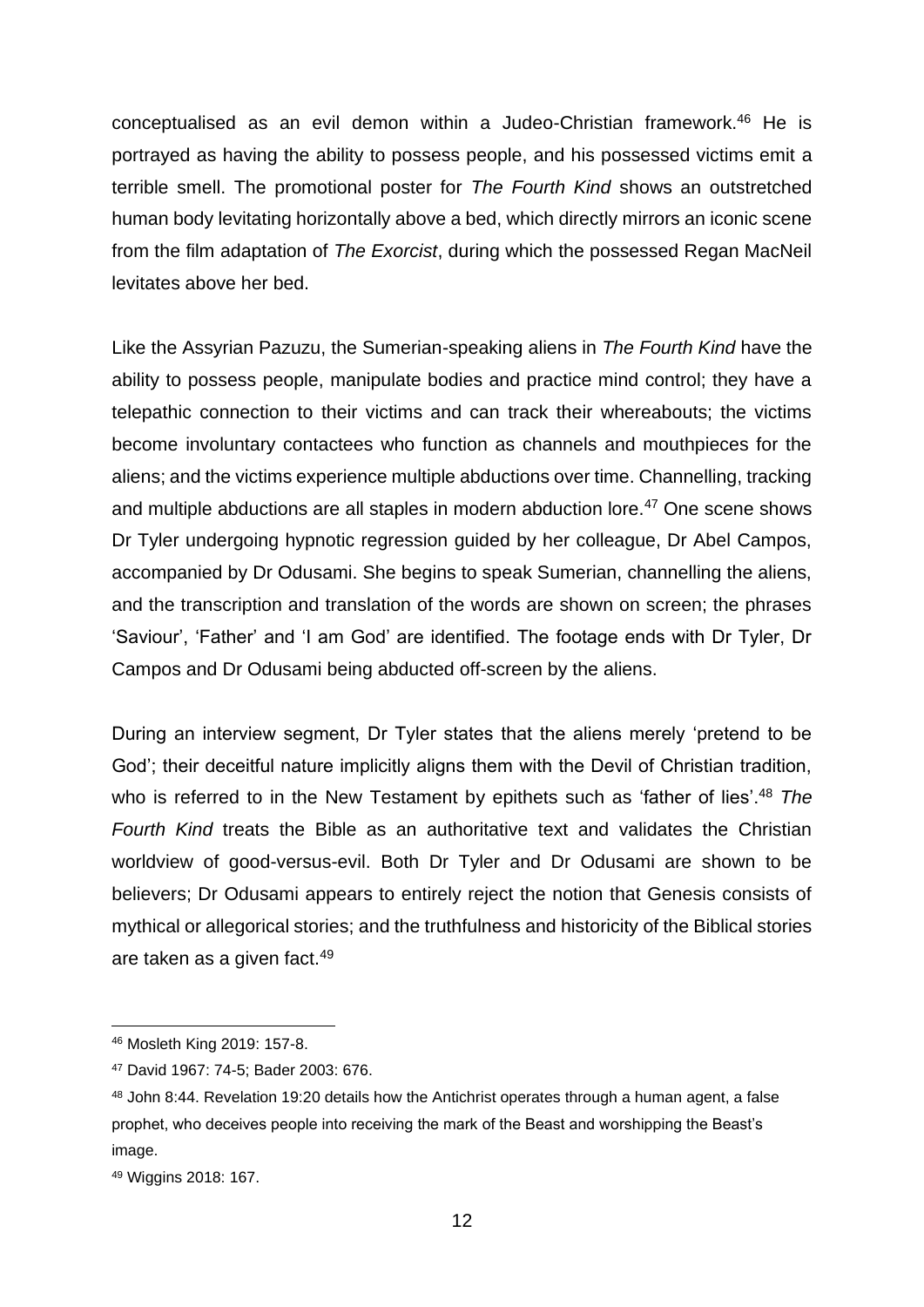conceptualised as an evil demon within a Judeo-Christian framework.[46] He is portrayed as having the ability to possess people, and his possessed victims emit a terrible smell. The promotional poster for *The Fourth Kind* shows an outstretched human body levitating horizontally above a bed, which directly mirrors an iconic scene from the film adaptation of *The Exorcist*, during which the possessed Regan MacNeil levitates above her bed.

Like the Assyrian Pazuzu, the Sumerian-speaking aliens in *The Fourth Kind* have the ability to possess people, manipulate bodies and practice mind control; they have a telepathic connection to their victims and can track their whereabouts; the victims become involuntary contactees who function as channels and mouthpieces for the aliens; and the victims experience multiple abductions over time. Channelling, tracking and multiple abductions are all staples in modern abduction lore.[47] One scene shows Dr Tyler undergoing hypnotic regression guided by her colleague, Dr Abel Campos, accompanied by Dr Odusami. She begins to speak Sumerian, channelling the aliens, and the transcription and translation of the words are shown on screen; the phrases 'Saviour', 'Father' and 'I am God' are identified. The footage ends with Dr Tyler, Dr Campos and Dr Odusami being abducted off-screen by the aliens.

During an interview segment, Dr Tyler states that the aliens merely 'pretend to be God'; their deceitful nature implicitly aligns them with the Devil of Christian tradition, who is referred to in the New Testament by epithets such as 'father of lies'.[48] *The Fourth Kind* treats the Bible as an authoritative text and validates the Christian worldview of good-versus-evil. Both Dr Tyler and Dr Odusami are shown to be believers; Dr Odusami appears to entirely reject the notion that Genesis consists of mythical or allegorical stories; and the truthfulness and historicity of the Biblical stories are taken as a given fact.[49]

---

[46] Mosleth King 2019: 157-8.

[47] David 1967: 74-5; Bader 2003: 676.

[48] John 8:44. Revelation 19:20 details how the Antichrist operates through a human agent, a false prophet, who deceives people into receiving the mark of the Beast and worshipping the Beast's image.

[49] Wiggins 2018: 167.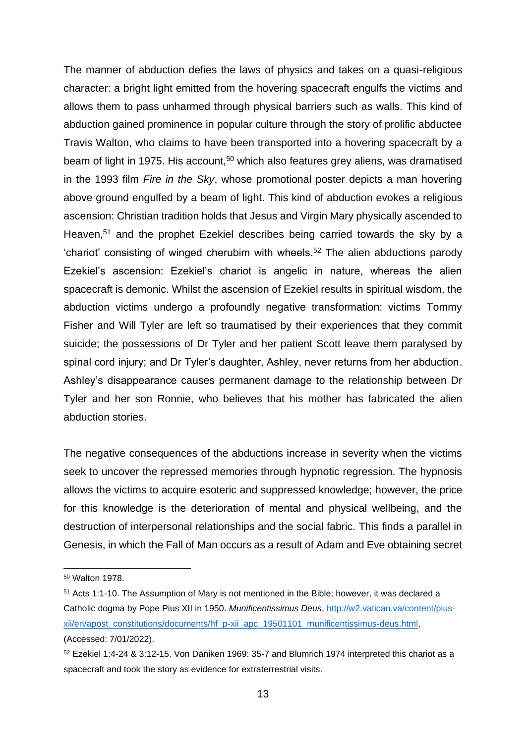The manner of abduction defies the laws of physics and takes on a quasi-religious character: a bright light emitted from the hovering spacecraft engulfs the victims and allows them to pass unharmed through physical barriers such as walls. This kind of abduction gained prominence in popular culture through the story of prolific abductee Travis Walton, who claims to have been transported into a hovering spacecraft by a beam of light in 1975. His account,[50] which also features grey aliens, was dramatised in the 1993 film *Fire in the Sky*, whose promotional poster depicts a man hovering above ground engulfed by a beam of light. This kind of abduction evokes a religious ascension: Christian tradition holds that Jesus and Virgin Mary physically ascended to Heaven,[51] and the prophet Ezekiel describes being carried towards the sky by a 'chariot' consisting of winged cherubim with wheels.[52] The alien abductions parody Ezekiel's ascension: Ezekiel's chariot is angelic in nature, whereas the alien spacecraft is demonic. Whilst the ascension of Ezekiel results in spiritual wisdom, the abduction victims undergo a profoundly negative transformation: victims Tommy Fisher and Will Tyler are left so traumatised by their experiences that they commit suicide; the possessions of Dr Tyler and her patient Scott leave them paralysed by spinal cord injury; and Dr Tyler's daughter, Ashley, never returns from her abduction. Ashley's disappearance causes permanent damage to the relationship between Dr Tyler and her son Ronnie, who believes that his mother has fabricated the alien abduction stories.

The negative consequences of the abductions increase in severity when the victims seek to uncover the repressed memories through hypnotic regression. The hypnosis allows the victims to acquire esoteric and suppressed knowledge; however, the price for this knowledge is the deterioration of mental and physical wellbeing, and the destruction of interpersonal relationships and the social fabric. This finds a parallel in Genesis, in which the Fall of Man occurs as a result of Adam and Eve obtaining secret

---

[50] Walton 1978.

[51] Acts 1:1-10. The Assumption of Mary is not mentioned in the Bible; however, it was declared a Catholic dogma by Pope Pius XII in 1950. *Munificentissimus Deus*, http://w2.vatican.va/content/pius-xii/en/apost_constitutions/documents/hf_p-xii_apc_19501101_munificentissimus-deus.html, (Accessed: 7/01/2022).

[52] Ezekiel 1:4-24 & 3:12-15. Von Däniken 1969: 35-7 and Blumrich 1974 interpreted this chariot as a spacecraft and took the story as evidence for extraterrestrial visits.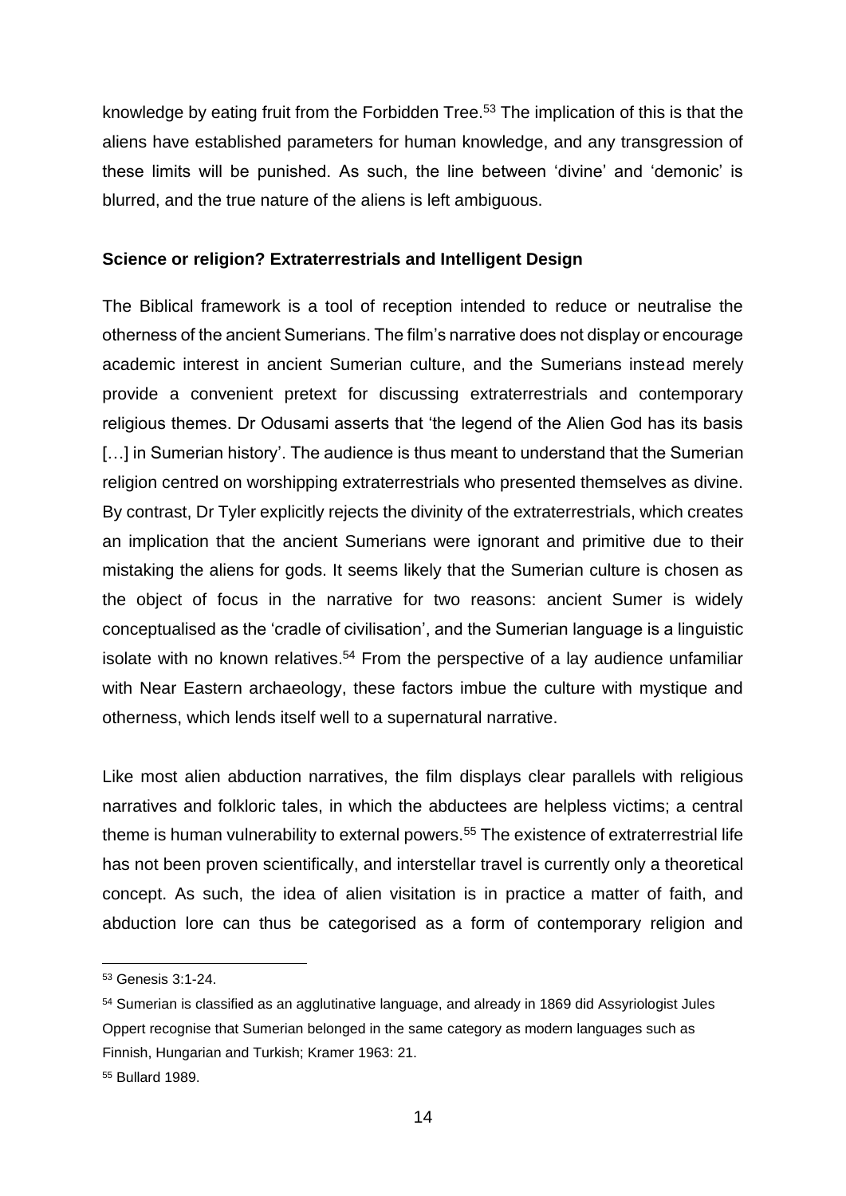knowledge by eating fruit from the Forbidden Tree.[53] The implication of this is that the aliens have established parameters for human knowledge, and any transgression of these limits will be punished. As such, the line between 'divine' and 'demonic' is blurred, and the true nature of the aliens is left ambiguous.

### Science or religion? Extraterrestrials and Intelligent Design

The Biblical framework is a tool of reception intended to reduce or neutralise the otherness of the ancient Sumerians. The film's narrative does not display or encourage academic interest in ancient Sumerian culture, and the Sumerians instead merely provide a convenient pretext for discussing extraterrestrials and contemporary religious themes. Dr Odusami asserts that 'the legend of the Alien God has its basis […] in Sumerian history'. The audience is thus meant to understand that the Sumerian religion centred on worshipping extraterrestrials who presented themselves as divine. By contrast, Dr Tyler explicitly rejects the divinity of the extraterrestrials, which creates an implication that the ancient Sumerians were ignorant and primitive due to their mistaking the aliens for gods. It seems likely that the Sumerian culture is chosen as the object of focus in the narrative for two reasons: ancient Sumer is widely conceptualised as the 'cradle of civilisation', and the Sumerian language is a linguistic isolate with no known relatives.[54] From the perspective of a lay audience unfamiliar with Near Eastern archaeology, these factors imbue the culture with mystique and otherness, which lends itself well to a supernatural narrative.

Like most alien abduction narratives, the film displays clear parallels with religious narratives and folkloric tales, in which the abductees are helpless victims; a central theme is human vulnerability to external powers.[55] The existence of extraterrestrial life has not been proven scientifically, and interstellar travel is currently only a theoretical concept. As such, the idea of alien visitation is in practice a matter of faith, and abduction lore can thus be categorised as a form of contemporary religion and

---

[53] Genesis 3:1-24.

[54] Sumerian is classified as an agglutinative language, and already in 1869 did Assyriologist Jules Oppert recognise that Sumerian belonged in the same category as modern languages such as Finnish, Hungarian and Turkish; Kramer 1963: 21.

[55] Bullard 1989.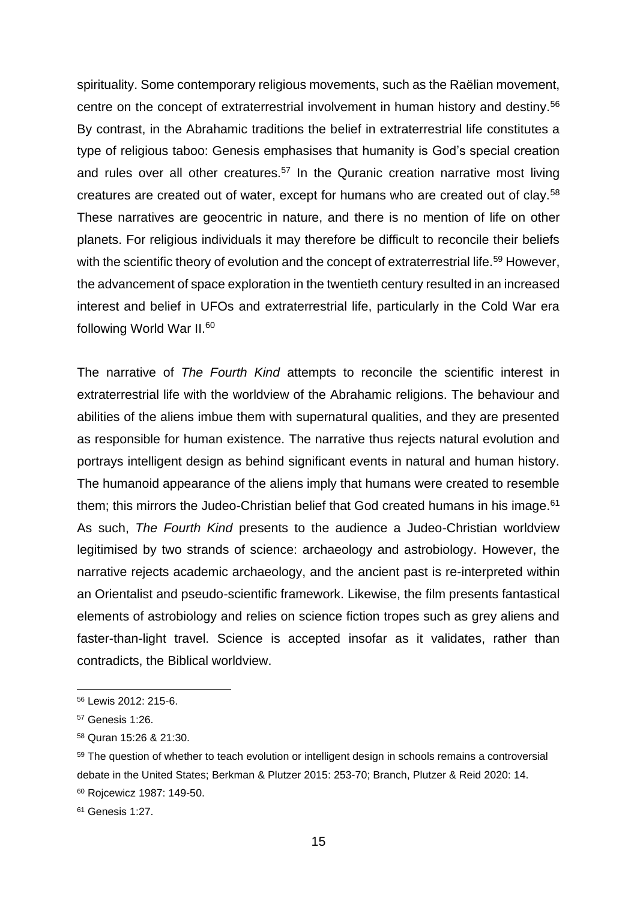spirituality. Some contemporary religious movements, such as the Raëlian movement, centre on the concept of extraterrestrial involvement in human history and destiny.[56] By contrast, in the Abrahamic traditions the belief in extraterrestrial life constitutes a type of religious taboo: Genesis emphasises that humanity is God's special creation and rules over all other creatures.[57] In the Quranic creation narrative most living creatures are created out of water, except for humans who are created out of clay.[58] These narratives are geocentric in nature, and there is no mention of life on other planets. For religious individuals it may therefore be difficult to reconcile their beliefs with the scientific theory of evolution and the concept of extraterrestrial life.[59] However, the advancement of space exploration in the twentieth century resulted in an increased interest and belief in UFOs and extraterrestrial life, particularly in the Cold War era following World War II.[60]

The narrative of *The Fourth Kind* attempts to reconcile the scientific interest in extraterrestrial life with the worldview of the Abrahamic religions. The behaviour and abilities of the aliens imbue them with supernatural qualities, and they are presented as responsible for human existence. The narrative thus rejects natural evolution and portrays intelligent design as behind significant events in natural and human history. The humanoid appearance of the aliens imply that humans were created to resemble them; this mirrors the Judeo-Christian belief that God created humans in his image.[61] As such, *The Fourth Kind* presents to the audience a Judeo-Christian worldview legitimised by two strands of science: archaeology and astrobiology. However, the narrative rejects academic archaeology, and the ancient past is re-interpreted within an Orientalist and pseudo-scientific framework. Likewise, the film presents fantastical elements of astrobiology and relies on science fiction tropes such as grey aliens and faster-than-light travel. Science is accepted insofar as it validates, rather than contradicts, the Biblical worldview.

---

[56] Lewis 2012: 215-6.

[57] Genesis 1:26.

[58] Quran 15:26 & 21:30.

[59] The question of whether to teach evolution or intelligent design in schools remains a controversial debate in the United States; Berkman & Plutzer 2015: 253-70; Branch, Plutzer & Reid 2020: 14.

[60] Rojcewicz 1987: 149-50.

[61] Genesis 1:27.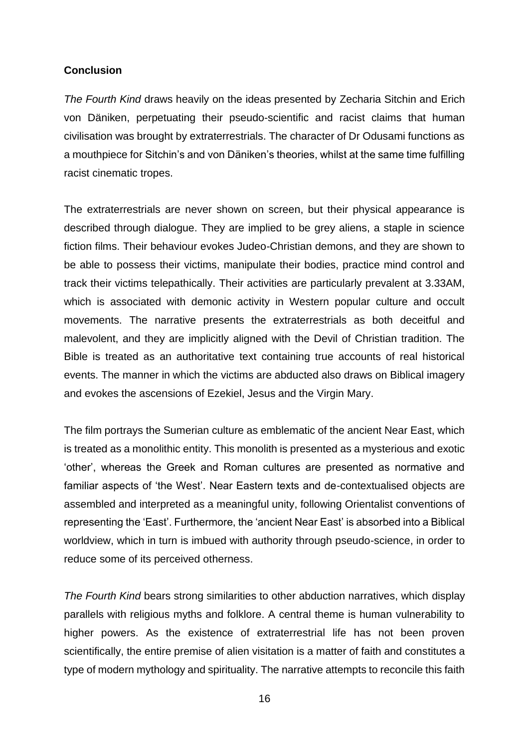## Conclusion

*The Fourth Kind* draws heavily on the ideas presented by Zecharia Sitchin and Erich von Däniken, perpetuating their pseudo-scientific and racist claims that human civilisation was brought by extraterrestrials. The character of Dr Odusami functions as a mouthpiece for Sitchin's and von Däniken's theories, whilst at the same time fulfilling racist cinematic tropes.

The extraterrestrials are never shown on screen, but their physical appearance is described through dialogue. They are implied to be grey aliens, a staple in science fiction films. Their behaviour evokes Judeo-Christian demons, and they are shown to be able to possess their victims, manipulate their bodies, practice mind control and track their victims telepathically. Their activities are particularly prevalent at 3.33AM, which is associated with demonic activity in Western popular culture and occult movements. The narrative presents the extraterrestrials as both deceitful and malevolent, and they are implicitly aligned with the Devil of Christian tradition. The Bible is treated as an authoritative text containing true accounts of real historical events. The manner in which the victims are abducted also draws on Biblical imagery and evokes the ascensions of Ezekiel, Jesus and the Virgin Mary.

The film portrays the Sumerian culture as emblematic of the ancient Near East, which is treated as a monolithic entity. This monolith is presented as a mysterious and exotic 'other', whereas the Greek and Roman cultures are presented as normative and familiar aspects of 'the West'. Near Eastern texts and de-contextualised objects are assembled and interpreted as a meaningful unity, following Orientalist conventions of representing the 'East'. Furthermore, the 'ancient Near East' is absorbed into a Biblical worldview, which in turn is imbued with authority through pseudo-science, in order to reduce some of its perceived otherness.

*The Fourth Kind* bears strong similarities to other abduction narratives, which display parallels with religious myths and folklore. A central theme is human vulnerability to higher powers. As the existence of extraterrestrial life has not been proven scientifically, the entire premise of alien visitation is a matter of faith and constitutes a type of modern mythology and spirituality. The narrative attempts to reconcile this faith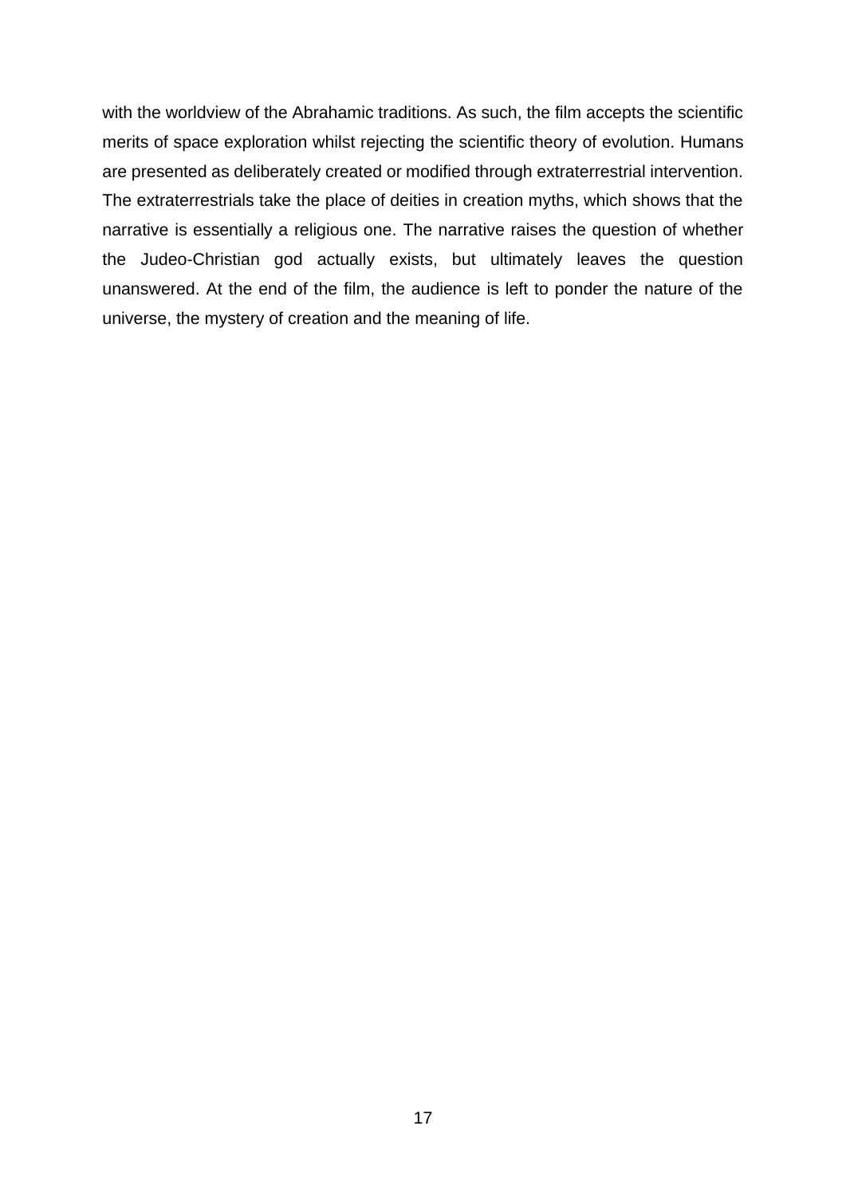with the worldview of the Abrahamic traditions. As such, the film accepts the scientific merits of space exploration whilst rejecting the scientific theory of evolution. Humans are presented as deliberately created or modified through extraterrestrial intervention. The extraterrestrials take the place of deities in creation myths, which shows that the narrative is essentially a religious one. The narrative raises the question of whether the Judeo-Christian god actually exists, but ultimately leaves the question unanswered. At the end of the film, the audience is left to ponder the nature of the universe, the mystery of creation and the meaning of life.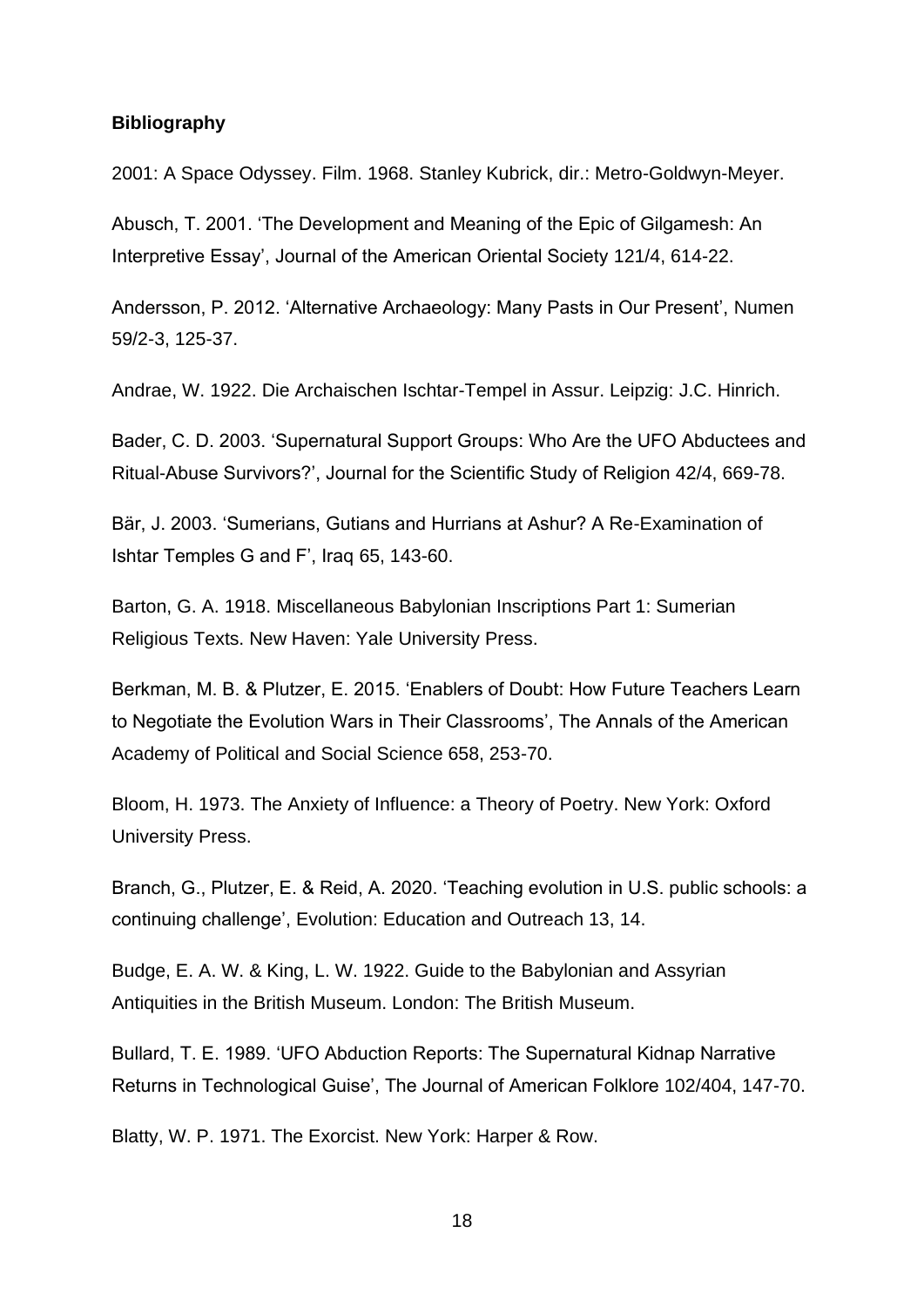**Bibliography**

2001: A Space Odyssey. Film. 1968. Stanley Kubrick, dir.: Metro-Goldwyn-Meyer.

Abusch, T. 2001. 'The Development and Meaning of the Epic of Gilgamesh: An Interpretive Essay', Journal of the American Oriental Society 121/4, 614-22.

Andersson, P. 2012. 'Alternative Archaeology: Many Pasts in Our Present', Numen 59/2-3, 125-37.

Andrae, W. 1922. Die Archaischen Ischtar-Tempel in Assur. Leipzig: J.C. Hinrich.

Bader, C. D. 2003. 'Supernatural Support Groups: Who Are the UFO Abductees and Ritual-Abuse Survivors?', Journal for the Scientific Study of Religion 42/4, 669-78.

Bär, J. 2003. 'Sumerians, Gutians and Hurrians at Ashur? A Re-Examination of Ishtar Temples G and F', Iraq 65, 143-60.

Barton, G. A. 1918. Miscellaneous Babylonian Inscriptions Part 1: Sumerian Religious Texts. New Haven: Yale University Press.

Berkman, M. B. & Plutzer, E. 2015. 'Enablers of Doubt: How Future Teachers Learn to Negotiate the Evolution Wars in Their Classrooms', The Annals of the American Academy of Political and Social Science 658, 253-70.

Bloom, H. 1973. The Anxiety of Influence: a Theory of Poetry. New York: Oxford University Press.

Branch, G., Plutzer, E. & Reid, A. 2020. 'Teaching evolution in U.S. public schools: a continuing challenge', Evolution: Education and Outreach 13, 14.

Budge, E. A. W. & King, L. W. 1922. Guide to the Babylonian and Assyrian Antiquities in the British Museum. London: The British Museum.

Bullard, T. E. 1989. 'UFO Abduction Reports: The Supernatural Kidnap Narrative Returns in Technological Guise', The Journal of American Folklore 102/404, 147-70.

Blatty, W. P. 1971. The Exorcist. New York: Harper & Row.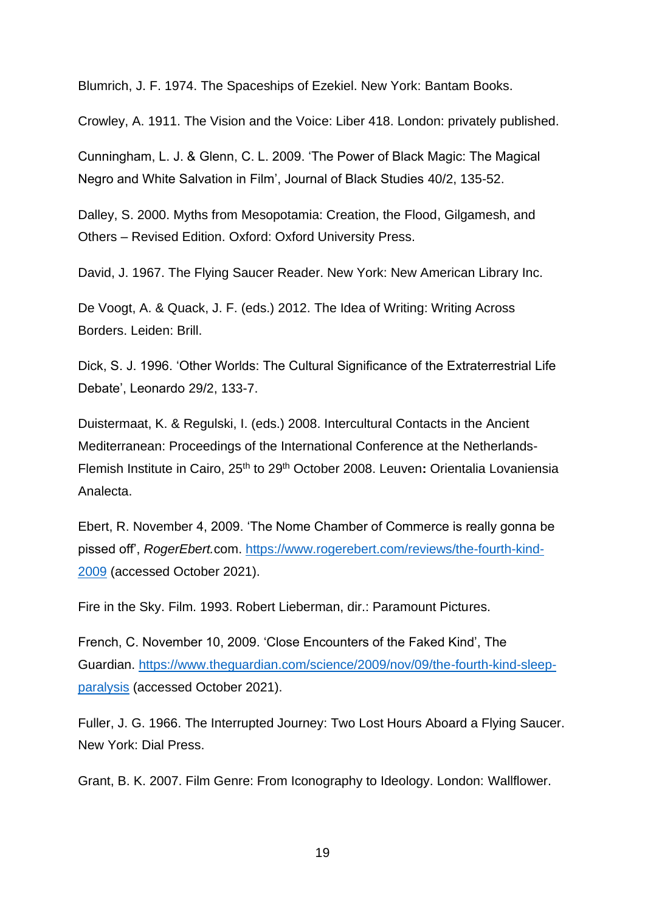Blumrich, J. F. 1974. The Spaceships of Ezekiel. New York: Bantam Books.

Crowley, A. 1911. The Vision and the Voice: Liber 418. London: privately published.

Cunningham, L. J. & Glenn, C. L. 2009. 'The Power of Black Magic: The Magical Negro and White Salvation in Film', Journal of Black Studies 40/2, 135-52.

Dalley, S. 2000. Myths from Mesopotamia: Creation, the Flood, Gilgamesh, and Others – Revised Edition. Oxford: Oxford University Press.

David, J. 1967. The Flying Saucer Reader. New York: New American Library Inc.

De Voogt, A. & Quack, J. F. (eds.) 2012. The Idea of Writing: Writing Across Borders. Leiden: Brill.

Dick, S. J. 1996. 'Other Worlds: The Cultural Significance of the Extraterrestrial Life Debate', Leonardo 29/2, 133-7.

Duistermaat, K. & Regulski, I. (eds.) 2008. Intercultural Contacts in the Ancient Mediterranean: Proceedings of the International Conference at the Netherlands-Flemish Institute in Cairo, 25th to 29th October 2008. Leuven**:** Orientalia Lovaniensia Analecta.

Ebert, R. November 4, 2009. 'The Nome Chamber of Commerce is really gonna be pissed off', *RogerEbert.*com. https://www.rogerebert.com/reviews/the-fourth-kind-2009 (accessed October 2021).

Fire in the Sky. Film. 1993. Robert Lieberman, dir.: Paramount Pictures.

French, C. November 10, 2009. 'Close Encounters of the Faked Kind', The Guardian. https://www.theguardian.com/science/2009/nov/09/the-fourth-kind-sleep-paralysis (accessed October 2021).

Fuller, J. G. 1966. The Interrupted Journey: Two Lost Hours Aboard a Flying Saucer. New York: Dial Press.

Grant, B. K. 2007. Film Genre: From Iconography to Ideology. London: Wallflower.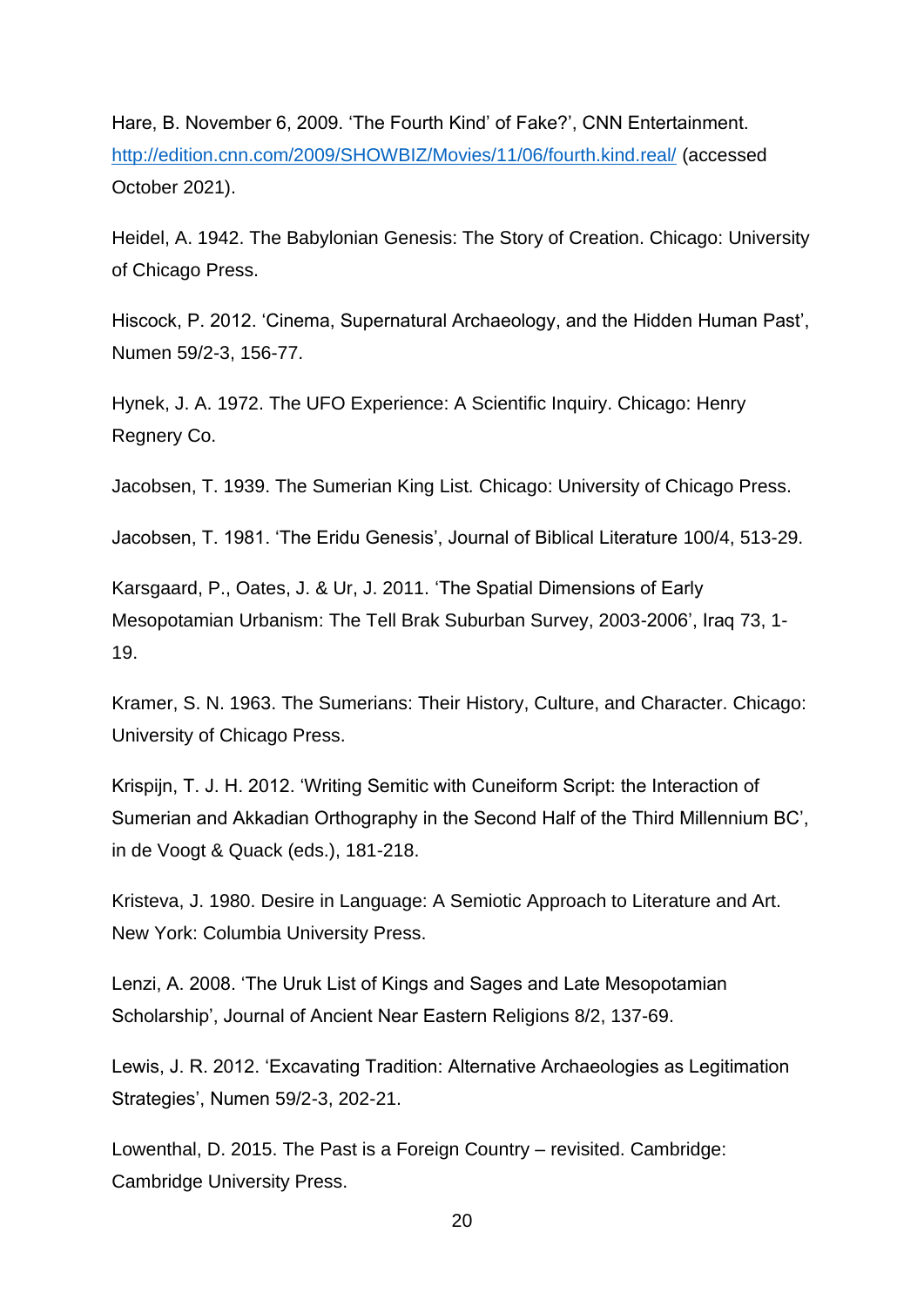Hare, B. November 6, 2009. 'The Fourth Kind' of Fake?', CNN Entertainment. http://edition.cnn.com/2009/SHOWBIZ/Movies/11/06/fourth.kind.real/ (accessed October 2021).

Heidel, A. 1942. The Babylonian Genesis: The Story of Creation. Chicago: University of Chicago Press.

Hiscock, P. 2012. 'Cinema, Supernatural Archaeology, and the Hidden Human Past', Numen 59/2-3, 156-77.

Hynek, J. A. 1972. The UFO Experience: A Scientific Inquiry. Chicago: Henry Regnery Co.

Jacobsen, T. 1939. The Sumerian King List. Chicago: University of Chicago Press.

Jacobsen, T. 1981. 'The Eridu Genesis', Journal of Biblical Literature 100/4, 513-29.

Karsgaard, P., Oates, J. & Ur, J. 2011. 'The Spatial Dimensions of Early Mesopotamian Urbanism: The Tell Brak Suburban Survey, 2003-2006', Iraq 73, 1-19.

Kramer, S. N. 1963. The Sumerians: Their History, Culture, and Character. Chicago: University of Chicago Press.

Krispijn, T. J. H. 2012. 'Writing Semitic with Cuneiform Script: the Interaction of Sumerian and Akkadian Orthography in the Second Half of the Third Millennium BC', in de Voogt & Quack (eds.), 181-218.

Kristeva, J. 1980. Desire in Language: A Semiotic Approach to Literature and Art. New York: Columbia University Press.

Lenzi, A. 2008. 'The Uruk List of Kings and Sages and Late Mesopotamian Scholarship', Journal of Ancient Near Eastern Religions 8/2, 137-69.

Lewis, J. R. 2012. 'Excavating Tradition: Alternative Archaeologies as Legitimation Strategies', Numen 59/2-3, 202-21.

Lowenthal, D. 2015. The Past is a Foreign Country – revisited. Cambridge: Cambridge University Press.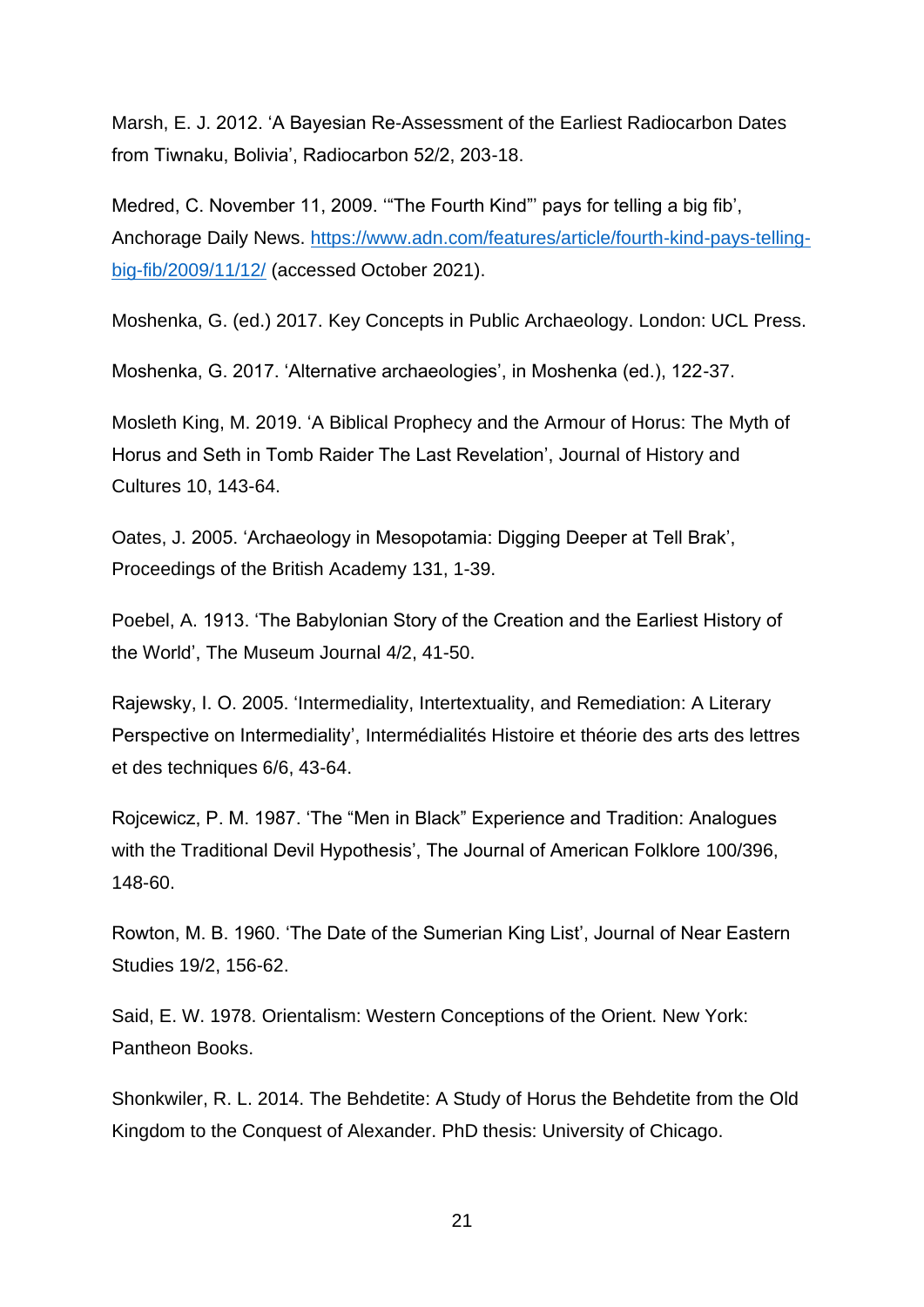Marsh, E. J. 2012. 'A Bayesian Re-Assessment of the Earliest Radiocarbon Dates from Tiwnaku, Bolivia', Radiocarbon 52/2, 203-18.

Medred, C. November 11, 2009. '"The Fourth Kind"' pays for telling a big fib', Anchorage Daily News. [https://www.adn.com/features/article/fourth-kind-pays-telling-big-fib/2009/11/12/](https://www.adn.com/features/article/fourth-kind-pays-telling-big-fib/2009/11/12/) (accessed October 2021).

Moshenka, G. (ed.) 2017. Key Concepts in Public Archaeology. London: UCL Press.

Moshenka, G. 2017. 'Alternative archaeologies', in Moshenka (ed.), 122-37.

Mosleth King, M. 2019. 'A Biblical Prophecy and the Armour of Horus: The Myth of Horus and Seth in Tomb Raider The Last Revelation', Journal of History and Cultures 10, 143-64.

Oates, J. 2005. 'Archaeology in Mesopotamia: Digging Deeper at Tell Brak', Proceedings of the British Academy 131, 1-39.

Poebel, A. 1913. 'The Babylonian Story of the Creation and the Earliest History of the World', The Museum Journal 4/2, 41-50.

Rajewsky, I. O. 2005. 'Intermediality, Intertextuality, and Remediation: A Literary Perspective on Intermediality', Intermédialités Histoire et théorie des arts des lettres et des techniques 6/6, 43-64.

Rojcewicz, P. M. 1987. 'The "Men in Black" Experience and Tradition: Analogues with the Traditional Devil Hypothesis', The Journal of American Folklore 100/396, 148-60.

Rowton, M. B. 1960. 'The Date of the Sumerian King List', Journal of Near Eastern Studies 19/2, 156-62.

Said, E. W. 1978. Orientalism: Western Conceptions of the Orient. New York: Pantheon Books.

Shonkwiler, R. L. 2014. The Behdetite: A Study of Horus the Behdetite from the Old Kingdom to the Conquest of Alexander. PhD thesis: University of Chicago.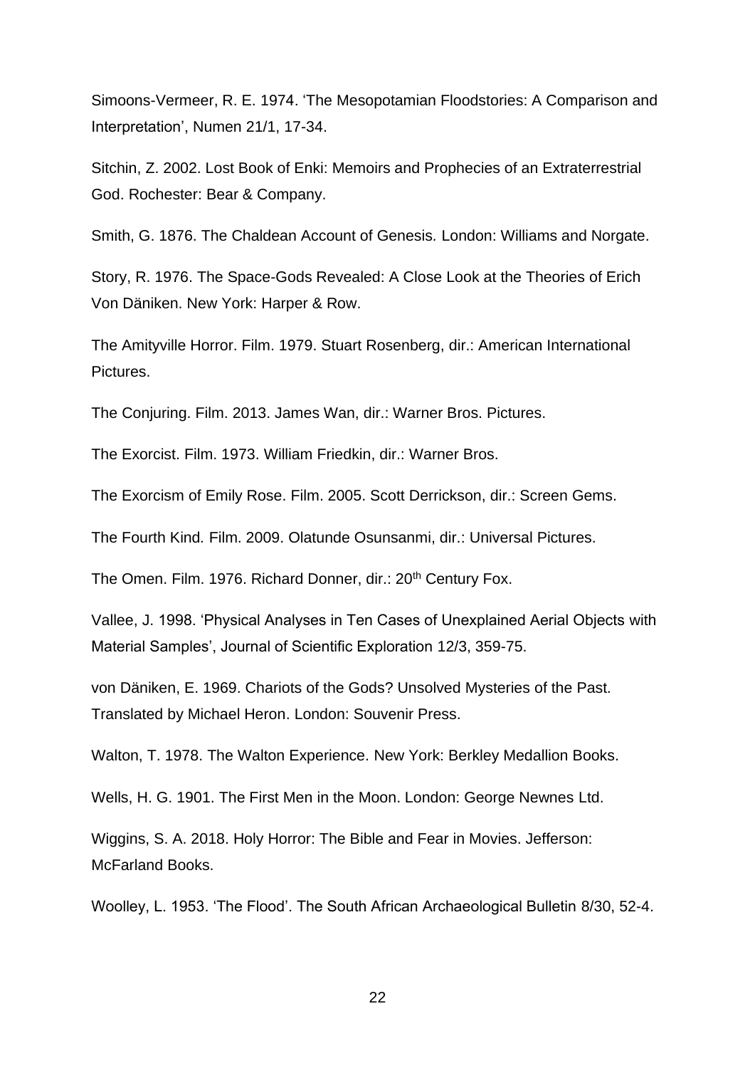Simoons-Vermeer, R. E. 1974. 'The Mesopotamian Floodstories: A Comparison and Interpretation', Numen 21/1, 17-34.

Sitchin, Z. 2002. Lost Book of Enki: Memoirs and Prophecies of an Extraterrestrial God. Rochester: Bear & Company.

Smith, G. 1876. The Chaldean Account of Genesis. London: Williams and Norgate.

Story, R. 1976. The Space-Gods Revealed: A Close Look at the Theories of Erich Von Däniken. New York: Harper & Row.

The Amityville Horror. Film. 1979. Stuart Rosenberg, dir.: American International Pictures.

The Conjuring. Film. 2013. James Wan, dir.: Warner Bros. Pictures.

The Exorcist. Film. 1973. William Friedkin, dir.: Warner Bros.

The Exorcism of Emily Rose. Film. 2005. Scott Derrickson, dir.: Screen Gems.

The Fourth Kind. Film. 2009. Olatunde Osunsanmi, dir.: Universal Pictures.

The Omen. Film. 1976. Richard Donner, dir.: 20th Century Fox.

Vallee, J. 1998. 'Physical Analyses in Ten Cases of Unexplained Aerial Objects with Material Samples', Journal of Scientific Exploration 12/3, 359-75.

von Däniken, E. 1969. Chariots of the Gods? Unsolved Mysteries of the Past. Translated by Michael Heron. London: Souvenir Press.

Walton, T. 1978. The Walton Experience. New York: Berkley Medallion Books.

Wells, H. G. 1901. The First Men in the Moon. London: George Newnes Ltd.

Wiggins, S. A. 2018. Holy Horror: The Bible and Fear in Movies. Jefferson: McFarland Books.

Woolley, L. 1953. 'The Flood'. The South African Archaeological Bulletin 8/30, 52-4.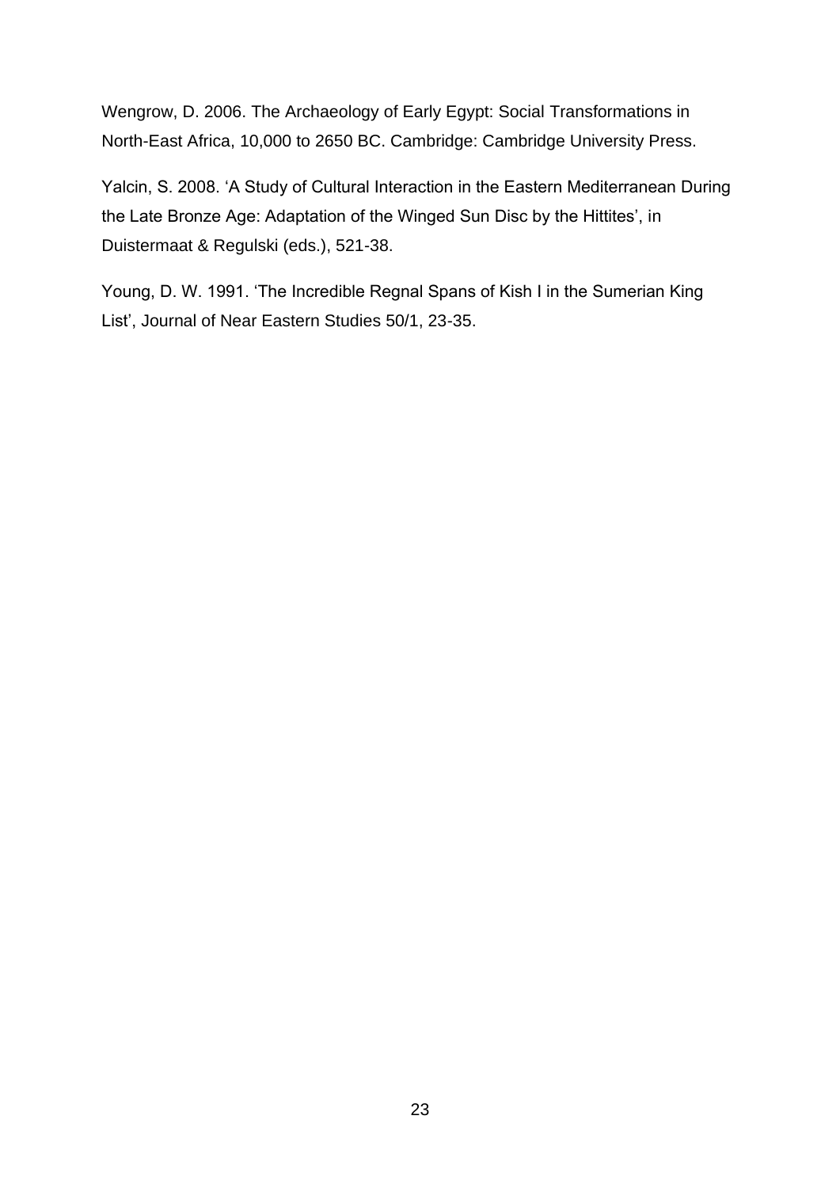Wengrow, D. 2006. The Archaeology of Early Egypt: Social Transformations in North-East Africa, 10,000 to 2650 BC. Cambridge: Cambridge University Press.

Yalcin, S. 2008. 'A Study of Cultural Interaction in the Eastern Mediterranean During the Late Bronze Age: Adaptation of the Winged Sun Disc by the Hittites', in Duistermaat & Regulski (eds.), 521-38.

Young, D. W. 1991. 'The Incredible Regnal Spans of Kish I in the Sumerian King List', Journal of Near Eastern Studies 50/1, 23-35.